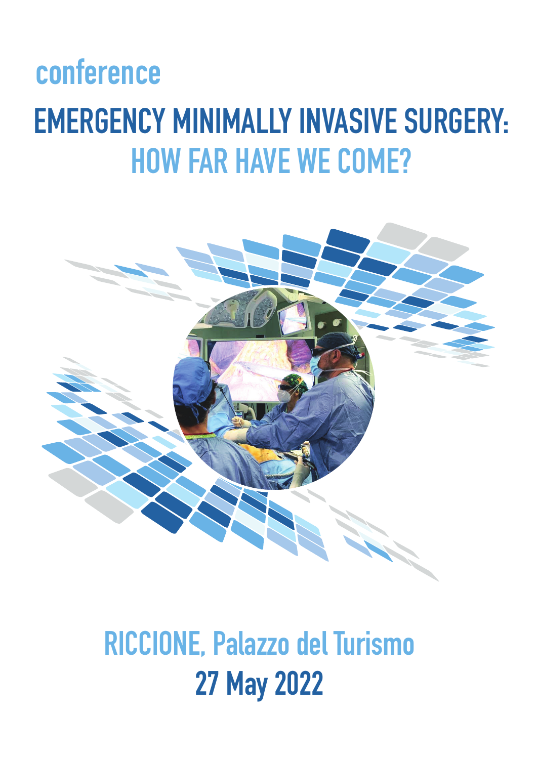conference

# EMERGENCY MINIMALLY INVASIVE SURGERY: HOW FAR HAVE WE COME?

## RICCIONE, Palazzo del Turismo

## 27 May 2022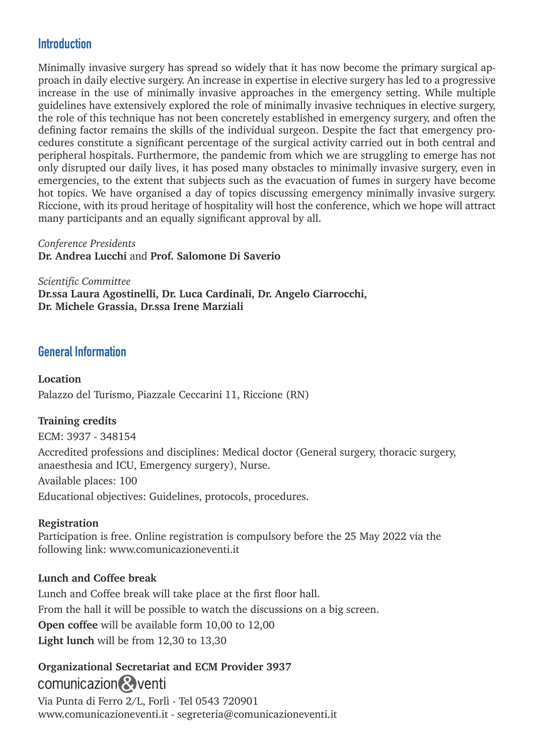## Introduction

Minimally invasive surgery has spread so widely that it has now become the primary surgical approach in daily elective surgery. An increase in expertise in elective surgery has led to a progressive increase in the use of minimally invasive approaches in the emergency setting. While multiple guidelines have extensively explored the role of minimally invasive techniques in elective surgery, the role of this technique has not been concretely established in emergency surgery, and often the defining factor remains the skills of the individual surgeon. Despite the fact that emergency procedures constitute a significant percentage of the surgical activity carried out in both central and peripheral hospitals. Furthermore, the pandemic from which we are struggling to emerge has not only disrupted our daily lives, it has posed many obstacles to minimally invasive surgery, even in emergencies, to the extent that subjects such as the evacuation of fumes in surgery have become hot topics. We have organised a day of topics discussing emergency minimally invasive surgery. Riccione, with its proud heritage of hospitality will host the conference, which we hope will attract many participants and an equally significant approval by all.

*Conference Presidents*
**Dr. Andrea Lucchi** and **Prof. Salomone Di Saverio**

*Scientific Committee*
**Dr.ssa Laura Agostinelli, Dr. Luca Cardinali, Dr. Angelo Ciarrocchi,**
**Dr. Michele Grassia, Dr.ssa Irene Marziali**

## General Information

**Location**
Palazzo del Turismo, Piazzale Ceccarini 11, Riccione (RN)

**Training credits**
ECM: 3937 - 348154
Accredited professions and disciplines: Medical doctor (General surgery, thoracic surgery, anaesthesia and ICU, Emergency surgery), Nurse.
Available places: 100
Educational objectives: Guidelines, protocols, procedures.

**Registration**
Participation is free. Online registration is compulsory before the 25 May 2022 via the following link: www.comunicazioneventi.it

**Lunch and Coffee break**
Lunch and Coffee break will take place at the first floor hall.
From the hall it will be possible to watch the discussions on a big screen.
**Open coffee** will be available form 10,00 to 12,00
**Light lunch** will be from 12,30 to 13,30

**Organizational Secretariat and ECM Provider 3937**
comunicazion&venti
Via Punta di Ferro 2/L, Forlì - Tel 0543 720901
www.comunicazioneventi.it - segreteria@comunicazioneventi.it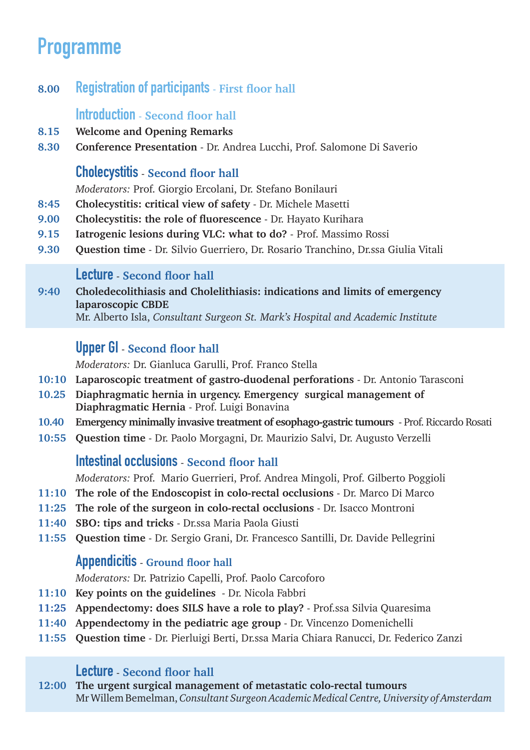# Programme

**8.00** **Registration of participants** - First floor hall

## Introduction - Second floor hall

**8.15** **Welcome and Opening Remarks**

**8.30** **Conference Presentation** - Dr. Andrea Lucchi, Prof. Salomone Di Saverio

## Cholecystitis - Second floor hall

*Moderators:* Prof. Giorgio Ercolani, Dr. Stefano Bonilauri

**8:45** **Cholecystitis: critical view of safety** - Dr. Michele Masetti

**9.00** **Cholecystitis: the role of fluorescence** - Dr. Hayato Kurihara

**9.15** **Iatrogenic lesions during VLC: what to do?** - Prof. Massimo Rossi

**9.30** **Question time** - Dr. Silvio Guerriero, Dr. Rosario Tranchino, Dr.ssa Giulia Vitali

## Lecture - Second floor hall

**9:40** **Choledecolithiasis and Cholelithiasis: indications and limits of emergency laparoscopic CBDE**
Mr. Alberto Isla, *Consultant Surgeon St. Mark's Hospital and Academic Institute*

## Upper GI - Second floor hall

*Moderators:* Dr. Gianluca Garulli, Prof. Franco Stella

**10:10** **Laparoscopic treatment of gastro-duodenal perforations** - Dr. Antonio Tarasconi

**10.25** **Diaphragmatic hernia in urgency. Emergency surgical management of Diaphragmatic Hernia** - Prof. Luigi Bonavina

**10.40** **Emergency minimally invasive treatment of esophago-gastric tumours** - Prof. Riccardo Rosati

**10:55** **Question time** - Dr. Paolo Morgagni, Dr. Maurizio Salvi, Dr. Augusto Verzelli

## Intestinal occlusions - Second floor hall

*Moderators:* Prof. Mario Guerrieri, Prof. Andrea Mingoli, Prof. Gilberto Poggioli

**11:10** **The role of the Endoscopist in colo-rectal occlusions** - Dr. Marco Di Marco

**11:25** **The role of the surgeon in colo-rectal occlusions** - Dr. Isacco Montroni

**11:40** **SBO: tips and tricks** - Dr.ssa Maria Paola Giusti

**11:55** **Question time** - Dr. Sergio Grani, Dr. Francesco Santilli, Dr. Davide Pellegrini

## Appendicitis - Ground floor hall

*Moderators:* Dr. Patrizio Capelli, Prof. Paolo Carcoforo

**11:10** **Key points on the guidelines** - Dr. Nicola Fabbri

**11:25** **Appendectomy: does SILS have a role to play?** - Prof.ssa Silvia Quaresima

**11:40** **Appendectomy in the pediatric age group** - Dr. Vincenzo Domenichelli

**11:55** **Question time** - Dr. Pierluigi Berti, Dr.ssa Maria Chiara Ranucci, Dr. Federico Zanzi

## Lecture - Second floor hall

**12:00** **The urgent surgical management of metastatic colo-rectal tumours**
Mr Willem Bemelman, *Consultant Surgeon Academic Medical Centre, University of Amsterdam*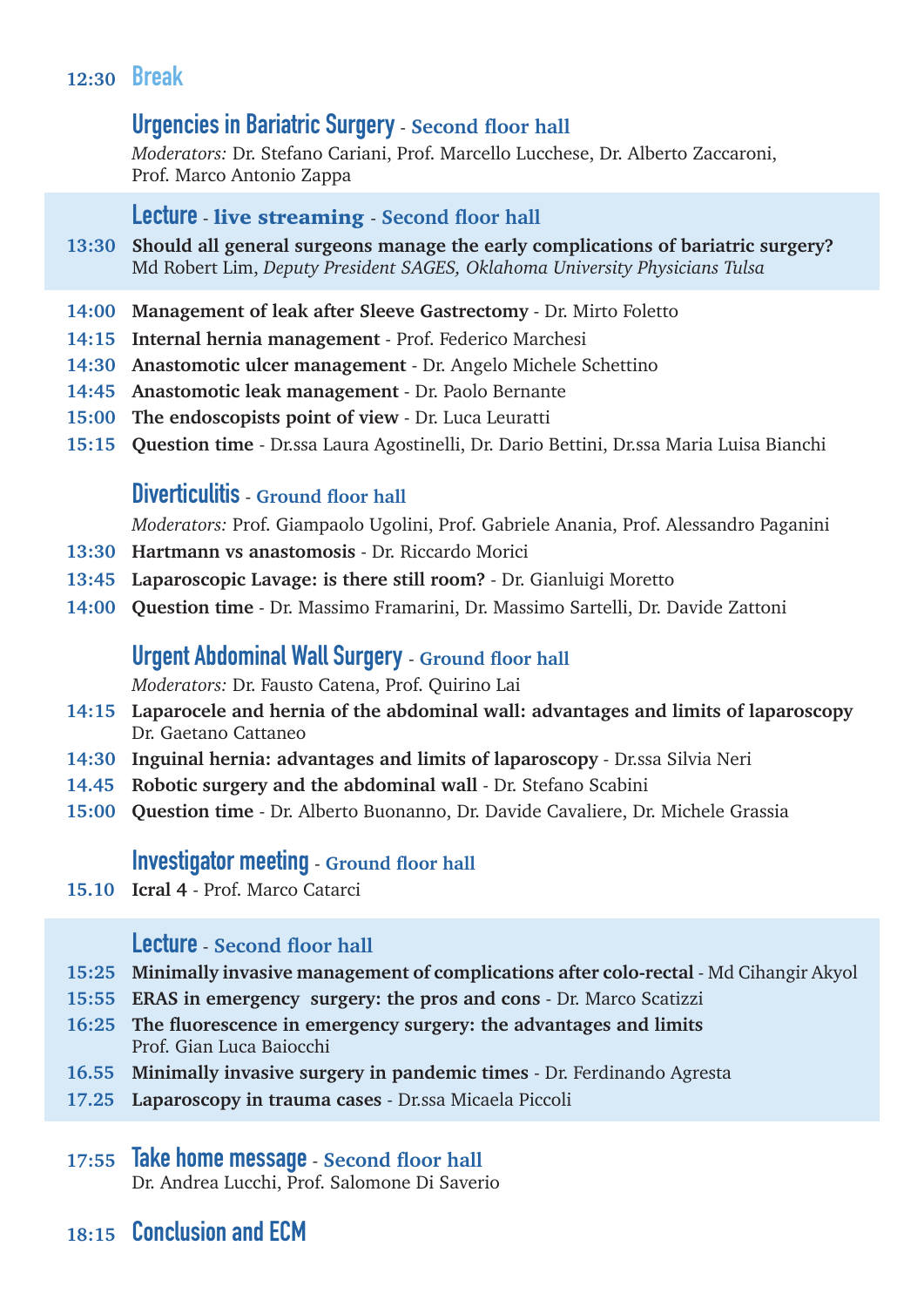**12:30** **Break**

## Urgencies in Bariatric Surgery - Second floor hall

*Moderators:* Dr. Stefano Cariani, Prof. Marcello Lucchese, Dr. Alberto Zaccaroni, Prof. Marco Antonio Zappa

### Lecture - live streaming - Second floor hall

**13:30** **Should all general surgeons manage the early complications of bariatric surgery?**
Md Robert Lim, *Deputy President SAGES, Oklahoma University Physicians Tulsa*

**14:00** **Management of leak after Sleeve Gastrectomy** - Dr. Mirto Foletto
**14:15** **Internal hernia management** - Prof. Federico Marchesi
**14:30** **Anastomotic ulcer management** - Dr. Angelo Michele Schettino
**14:45** **Anastomotic leak management** - Dr. Paolo Bernante
**15:00** **The endoscopists point of view** - Dr. Luca Leuratti
**15:15** **Question time** - Dr.ssa Laura Agostinelli, Dr. Dario Bettini, Dr.ssa Maria Luisa Bianchi

## Diverticulitis - Ground floor hall

*Moderators:* Prof. Giampaolo Ugolini, Prof. Gabriele Anania, Prof. Alessandro Paganini

**13:30** **Hartmann vs anastomosis** - Dr. Riccardo Morici
**13:45** **Laparoscopic Lavage: is there still room?** - Dr. Gianluigi Moretto
**14:00** **Question time** - Dr. Massimo Framarini, Dr. Massimo Sartelli, Dr. Davide Zattoni

## Urgent Abdominal Wall Surgery - Ground floor hall

*Moderators:* Dr. Fausto Catena, Prof. Quirino Lai

**14:15** **Laparocele and hernia of the abdominal wall: advantages and limits of laparoscopy**
Dr. Gaetano Cattaneo
**14:30** **Inguinal hernia: advantages and limits of laparoscopy** - Dr.ssa Silvia Neri
**14.45** **Robotic surgery and the abdominal wall** - Dr. Stefano Scabini
**15:00** **Question time** - Dr. Alberto Buonanno, Dr. Davide Cavaliere, Dr. Michele Grassia

## Investigator meeting - Ground floor hall

**15.10** **Icral 4** - Prof. Marco Catarci

### Lecture - Second floor hall

**15:25** **Minimally invasive management of complications after colo-rectal** - Md Cihangir Akyol
**15:55** **ERAS in emergency surgery: the pros and cons** - Dr. Marco Scatizzi
**16:25** **The fluorescence in emergency surgery: the advantages and limits**
Prof. Gian Luca Baiocchi
**16.55** **Minimally invasive surgery in pandemic times** - Dr. Ferdinando Agresta
**17.25** **Laparoscopy in trauma cases** - Dr.ssa Micaela Piccoli

**17:55** **Take home message - Second floor hall**
Dr. Andrea Lucchi, Prof. Salomone Di Saverio

**18:15** **Conclusion and ECM**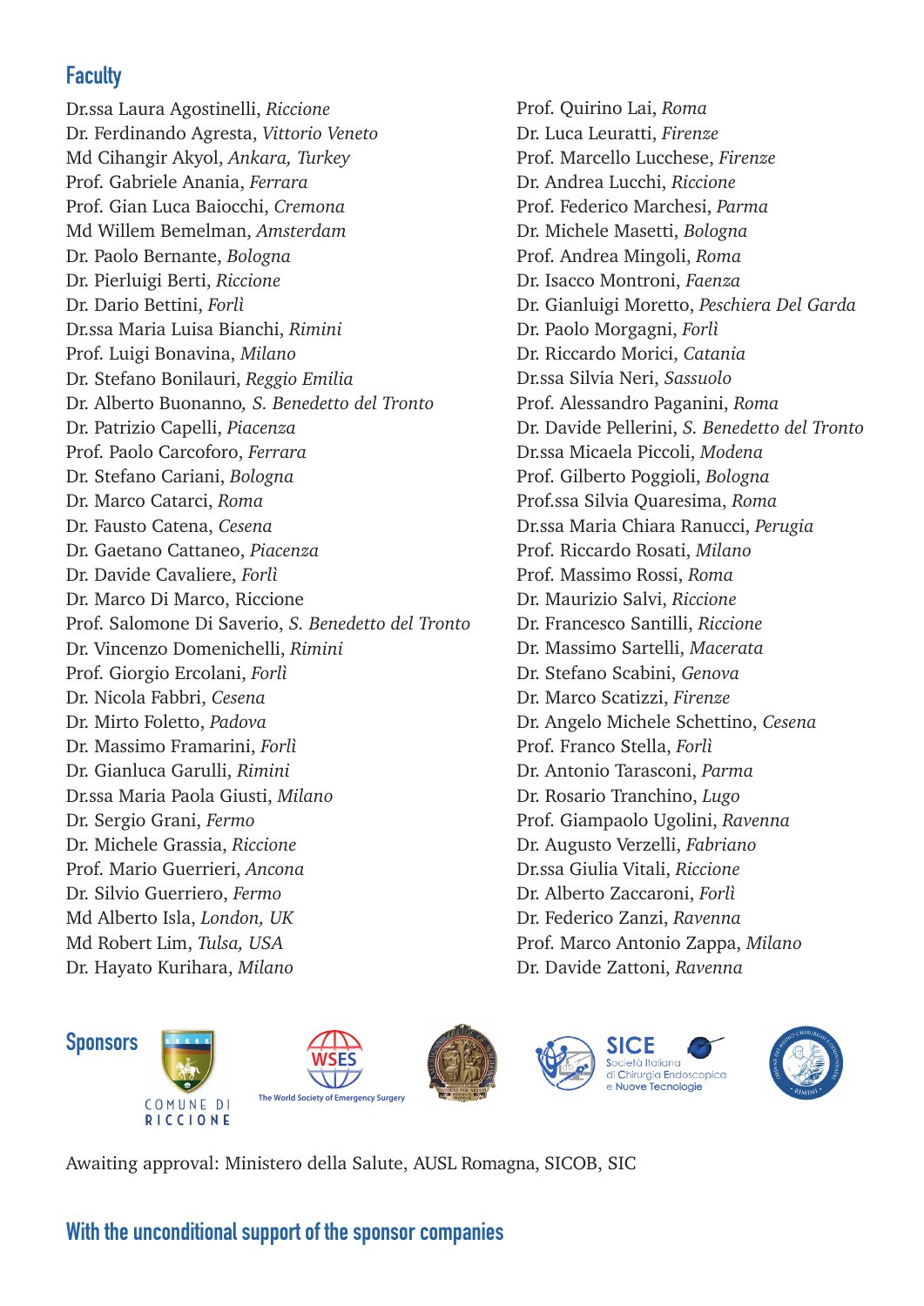## Faculty

Dr.ssa Laura Agostinelli, *Riccione*
Dr. Ferdinando Agresta, *Vittorio Veneto*
Md Cihangir Akyol, *Ankara, Turkey*
Prof. Gabriele Anania, *Ferrara*
Prof. Gian Luca Baiocchi, *Cremona*
Md Willem Bemelman, *Amsterdam*
Dr. Paolo Bernante, *Bologna*
Dr. Pierluigi Berti, *Riccione*
Dr. Dario Bettini, *Forlì*
Dr.ssa Maria Luisa Bianchi, *Rimini*
Prof. Luigi Bonavina, *Milano*
Dr. Stefano Bonilauri, *Reggio Emilia*
Dr. Alberto Buonanno, *S. Benedetto del Tronto*
Dr. Patrizio Capelli, *Piacenza*
Prof. Paolo Carcoforo, *Ferrara*
Dr. Stefano Cariani, *Bologna*
Dr. Marco Catarci, *Roma*
Dr. Fausto Catena, *Cesena*
Dr. Gaetano Cattaneo, *Piacenza*
Dr. Davide Cavaliere, *Forlì*
Dr. Marco Di Marco, Riccione
Prof. Salomone Di Saverio, *S. Benedetto del Tronto*
Dr. Vincenzo Domenichelli, *Rimini*
Prof. Giorgio Ercolani, *Forlì*
Dr. Nicola Fabbri, *Cesena*
Dr. Mirto Foletto, *Padova*
Dr. Massimo Framarini, *Forlì*
Dr. Gianluca Garulli, *Rimini*
Dr.ssa Maria Paola Giusti, *Milano*
Dr. Sergio Grani, *Fermo*
Dr. Michele Grassia, *Riccione*
Prof. Mario Guerrieri, *Ancona*
Dr. Silvio Guerriero, *Fermo*
Md Alberto Isla, *London, UK*
Md Robert Lim, *Tulsa, USA*
Dr. Hayato Kurihara, *Milano*
Prof. Quirino Lai, *Roma*
Dr. Luca Leuratti, *Firenze*
Prof. Marcello Lucchese, *Firenze*
Dr. Andrea Lucchi, *Riccione*
Prof. Federico Marchesi, *Parma*
Dr. Michele Masetti, *Bologna*
Prof. Andrea Mingoli, *Roma*
Dr. Isacco Montroni, *Faenza*
Dr. Gianluigi Moretto, *Peschiera Del Garda*
Dr. Paolo Morgagni, *Forlì*
Dr. Riccardo Morici, *Catania*
Dr.ssa Silvia Neri, *Sassuolo*
Prof. Alessandro Paganini, *Roma*
Dr. Davide Pellerini, *S. Benedetto del Tronto*
Dr.ssa Micaela Piccoli, *Modena*
Prof. Gilberto Poggioli, *Bologna*
Prof.ssa Silvia Quaresima, *Roma*
Dr.ssa Maria Chiara Ranucci, *Perugia*
Prof. Riccardo Rosati, *Milano*
Prof. Massimo Rossi, *Roma*
Dr. Maurizio Salvi, *Riccione*
Dr. Francesco Santilli, *Riccione*
Dr. Massimo Sartelli, *Macerata*
Dr. Stefano Scabini, *Genova*
Dr. Marco Scatizzi, *Firenze*
Dr. Angelo Michele Schettino, *Cesena*
Prof. Franco Stella, *Forlì*
Dr. Antonio Tarasconi, *Parma*
Dr. Rosario Tranchino, *Lugo*
Prof. Giampaolo Ugolini, *Ravenna*
Dr. Augusto Verzelli, *Fabriano*
Dr.ssa Giulia Vitali, *Riccione*
Dr. Alberto Zaccaroni, *Forlì*
Dr. Federico Zanzi, *Ravenna*
Prof. Marco Antonio Zappa, *Milano*
Dr. Davide Zattoni, *Ravenna*

## Sponsors

COMUNE DI RICCIONE

WSES – The World Society of Emergency Surgery

SICE – Società Italiana di Chirurgia Endoscopica e Nuove Tecnologie

Awaiting approval: Ministero della Salute, AUSL Romagna, SICOB, SIC

## With the unconditional support of the sponsor companies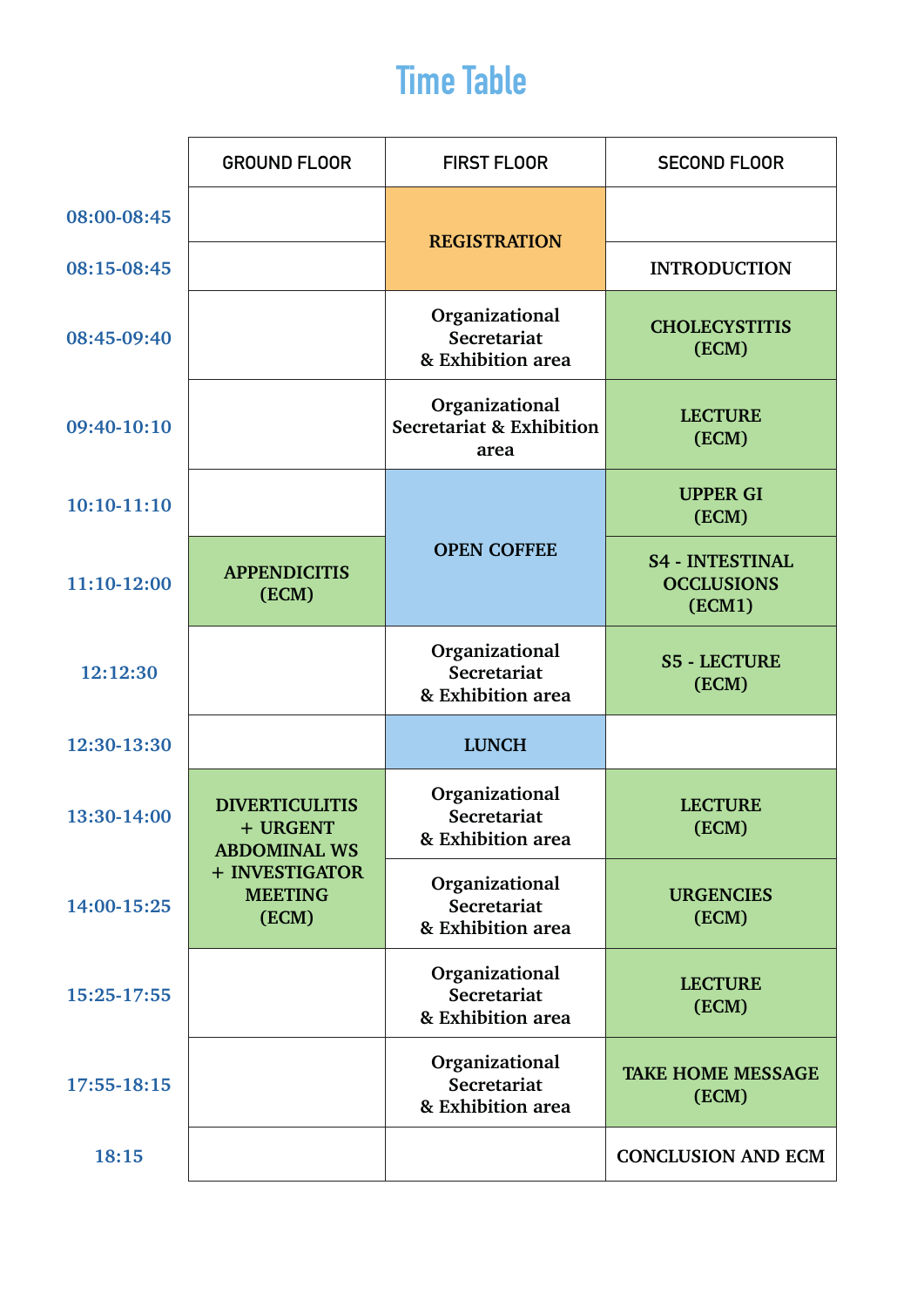# Time Table

| | GROUND FLOOR | FIRST FLOOR | SECOND FLOOR |
|---|---|---|---|
| 08:00-08:45 | | REGISTRATION | |
| 08:15-08:45 | | | INTRODUCTION |
| 08:45-09:40 | | Organizational Secretariat & Exhibition area | CHOLECYSTITIS (ECM) |
| 09:40-10:10 | | Organizational Secretariat & Exhibition area | LECTURE (ECM) |
| 10:10-11:10 | | OPEN COFFEE | UPPER GI (ECM) |
| 11:10-12:00 | APPENDICITIS (ECM) | | S4 - INTESTINAL OCCLUSIONS (ECM1) |
| 12:12:30 | | Organizational Secretariat & Exhibition area | S5 - LECTURE (ECM) |
| 12:30-13:30 | | LUNCH | |
| 13:30-14:00 | DIVERTICULITIS + URGENT ABDOMINAL WS + INVESTIGATOR MEETING (ECM) | Organizational Secretariat & Exhibition area | LECTURE (ECM) |
| 14:00-15:25 | | Organizational Secretariat & Exhibition area | URGENCIES (ECM) |
| 15:25-17:55 | | Organizational Secretariat & Exhibition area | LECTURE (ECM) |
| 17:55-18:15 | | Organizational Secretariat & Exhibition area | TAKE HOME MESSAGE (ECM) |
| 18:15 | | | CONCLUSION AND ECM |